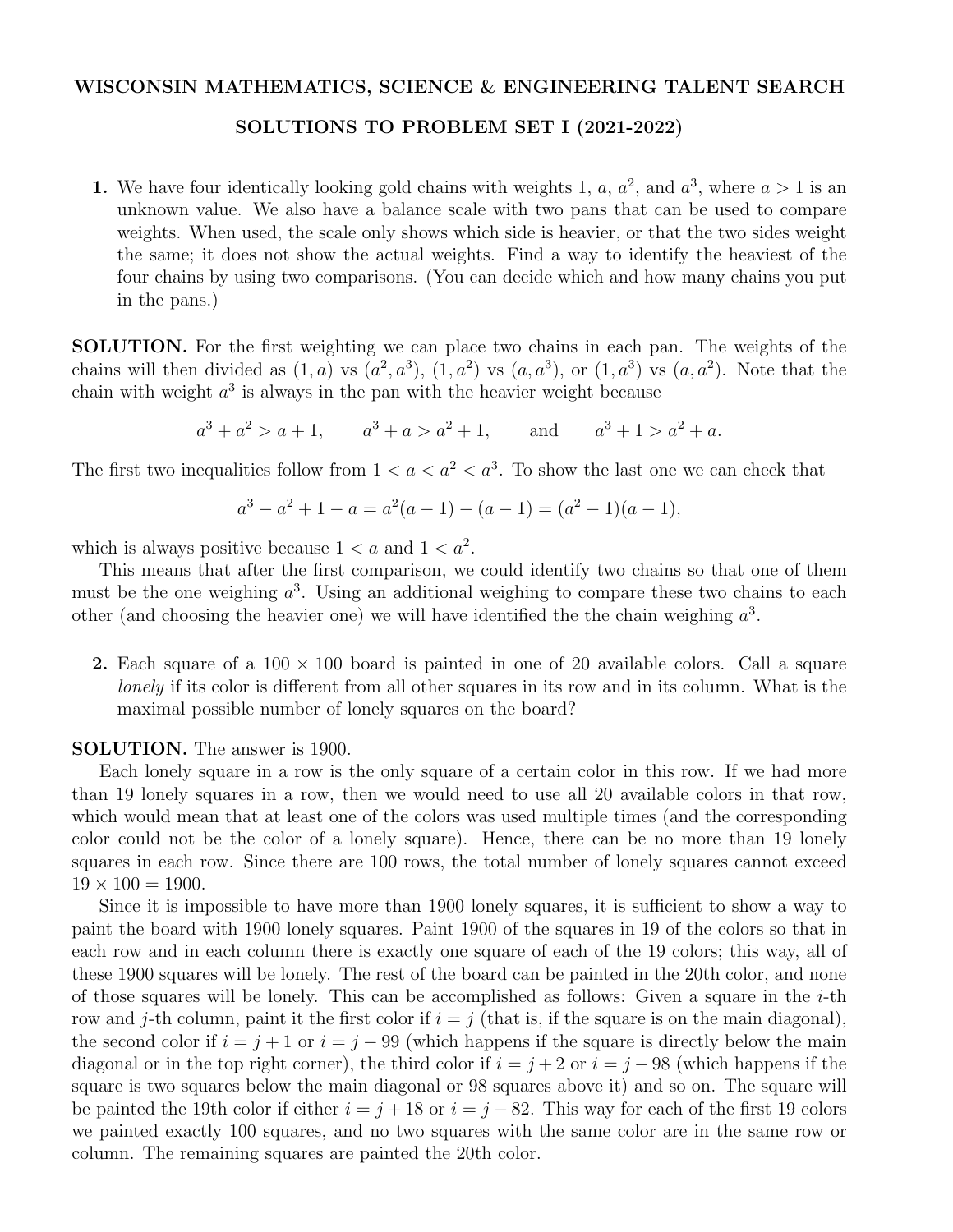**WISCONSIN MATHEMATICS, SCIENCE & ENGINEERING TALENT SEARCH**

**SOLUTIONS TO PROBLEM SET I (2021-2022)**

**1.** We have four identically looking gold chains with weights 1, $a$, $a^2$, and $a^3$, where $a > 1$ is an unknown value. We also have a balance scale with two pans that can be used to compare weights. When used, the scale only shows which side is heavier, or that the two sides weight the same; it does not show the actual weights. Find a way to identify the heaviest of the four chains by using two comparisons. (You can decide which and how many chains you put in the pans.)

**SOLUTION.** For the first weighting we can place two chains in each pan. The weights of the chains will then divided as $(1, a)$ vs $(a^2, a^3)$, $(1, a^2)$ vs $(a, a^3)$, or $(1, a^3)$ vs $(a, a^2)$. Note that the chain with weight $a^3$ is always in the pan with the heavier weight because

$$a^3 + a^2 > a + 1, \qquad a^3 + a > a^2 + 1, \qquad \text{and} \qquad a^3 + 1 > a^2 + a.$$

The first two inequalities follow from $1 < a < a^2 < a^3$. To show the last one we can check that

$$a^3 - a^2 + 1 - a = a^2(a - 1) - (a - 1) = (a^2 - 1)(a - 1),$$

which is always positive because $1 < a$ and $1 < a^2$.

This means that after the first comparison, we could identify two chains so that one of them must be the one weighing $a^3$. Using an additional weighing to compare these two chains to each other (and choosing the heavier one) we will have identified the the chain weighing $a^3$.

**2.** Each square of a $100 \times 100$ board is painted in one of 20 available colors. Call a square *lonely* if its color is different from all other squares in its row and in its column. What is the maximal possible number of lonely squares on the board?

**SOLUTION.** The answer is 1900.

Each lonely square in a row is the only square of a certain color in this row. If we had more than 19 lonely squares in a row, then we would need to use all 20 available colors in that row, which would mean that at least one of the colors was used multiple times (and the corresponding color could not be the color of a lonely square). Hence, there can be no more than 19 lonely squares in each row. Since there are 100 rows, the total number of lonely squares cannot exceed $19 \times 100 = 1900$.

Since it is impossible to have more than 1900 lonely squares, it is sufficient to show a way to paint the board with 1900 lonely squares. Paint 1900 of the squares in 19 of the colors so that in each row and in each column there is exactly one square of each of the 19 colors; this way, all of these 1900 squares will be lonely. The rest of the board can be painted in the 20th color, and none of those squares will be lonely. This can be accomplished as follows: Given a square in the $i$-th row and $j$-th column, paint it the first color if $i = j$ (that is, if the square is on the main diagonal), the second color if $i = j + 1$ or $i = j - 99$ (which happens if the square is directly below the main diagonal or in the top right corner), the third color if $i = j + 2$ or $i = j - 98$ (which happens if the square is two squares below the main diagonal or 98 squares above it) and so on. The square will be painted the 19th color if either $i = j + 18$ or $i = j - 82$. This way for each of the first 19 colors we painted exactly 100 squares, and no two squares with the same color are in the same row or column. The remaining squares are painted the 20th color.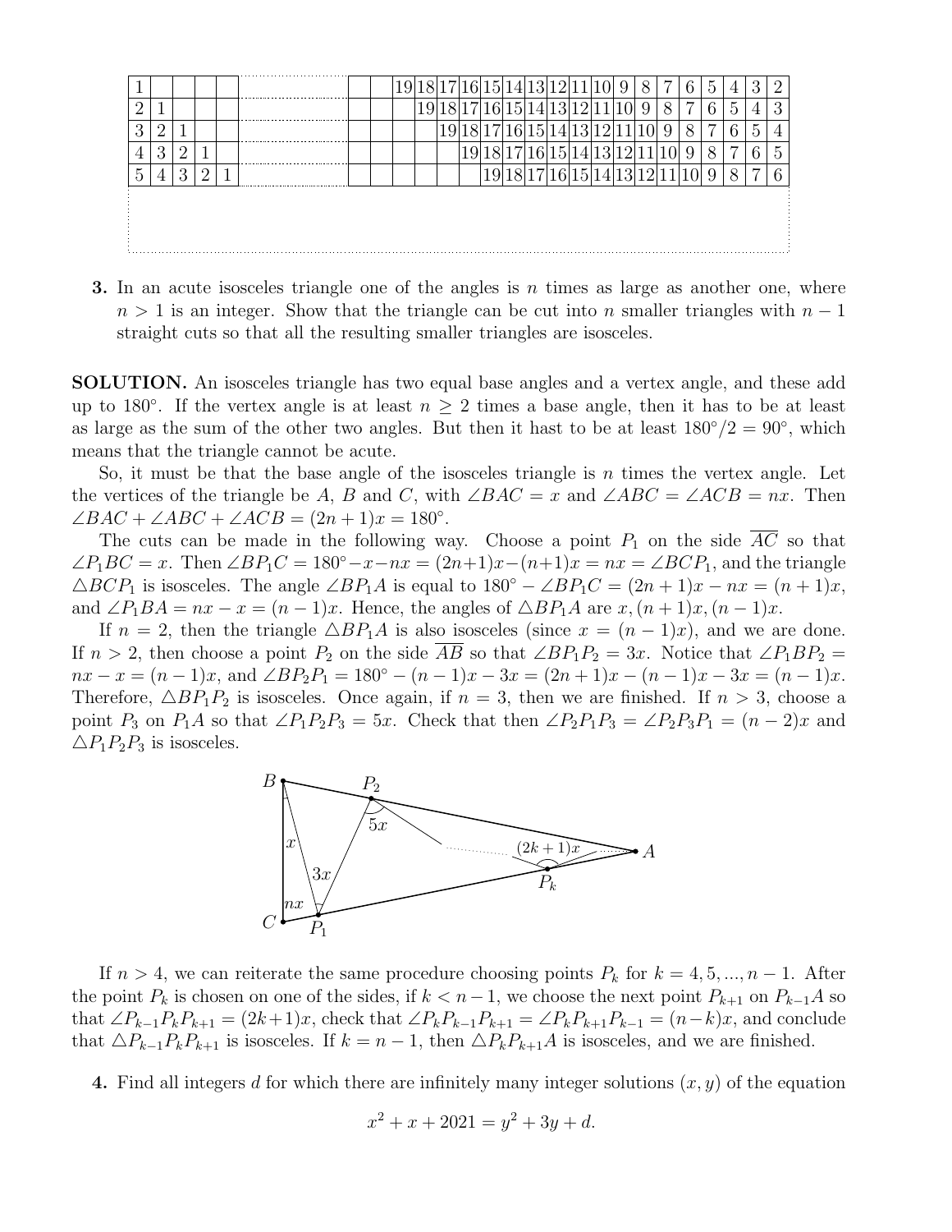| | | | | | | | | | | | | | | | | | | | | | | | | | | |
|---|---|---|---|---|---|---|---|---|---|---|---|---|---|---|---|---|---|---|---|---|---|---|---|---|---|---|
| 1 | | | | | | … | | | 19 | 18 | 17 | 16 | 15 | 14 | 13 | 12 | 11 | 10 | 9 | 8 | 7 | 6 | 5 | 4 | 3 | 2 |
| 2 | 1 | | | | | … | | | | 19 | 18 | 17 | 16 | 15 | 14 | 13 | 12 | 11 | 10 | 9 | 8 | 7 | 6 | 5 | 4 | 3 |
| 3 | 2 | 1 | | | | … | | | | | 19 | 18 | 17 | 16 | 15 | 14 | 13 | 12 | 11 | 10 | 9 | 8 | 7 | 6 | 5 | 4 |
| 4 | 3 | 2 | 1 | | | … | | | | | | 19 | 18 | 17 | 16 | 15 | 14 | 13 | 12 | 11 | 10 | 9 | 8 | 7 | 6 | 5 |
| 5 | 4 | 3 | 2 | 1 | | … | | | | | | | 19 | 18 | 17 | 16 | 15 | 14 | 13 | 12 | 11 | 10 | 9 | 8 | 7 | 6 |

**3.** In an acute isosceles triangle one of the angles is $n$ times as large as another one, where $n > 1$ is an integer. Show that the triangle can be cut into $n$ smaller triangles with $n - 1$ straight cuts so that all the resulting smaller triangles are isosceles.

**SOLUTION.** An isosceles triangle has two equal base angles and a vertex angle, and these add up to $180°$. If the vertex angle is at least $n \geq 2$ times a base angle, then it has to be at least as large as the sum of the other two angles. But then it hast to be at least $180°/2 = 90°$, which means that the triangle cannot be acute.

So, it must be that the base angle of the isosceles triangle is $n$ times the vertex angle. Let the vertices of the triangle be $A$, $B$ and $C$, with $\angle BAC = x$ and $\angle ABC = \angle ACB = nx$. Then $\angle BAC + \angle ABC + \angle ACB = (2n + 1)x = 180°$.

The cuts can be made in the following way. Choose a point $P_1$ on the side $\overline{AC}$ so that $\angle P_1BC = x$. Then $\angle BP_1C = 180° - x - nx = (2n+1)x - (n+1)x = nx = \angle BCP_1$, and the triangle $\triangle BCP_1$ is isosceles. The angle $\angle BP_1A$ is equal to $180° - \angle BP_1C = (2n + 1)x - nx = (n + 1)x$, and $\angle P_1BA = nx - x = (n - 1)x$. Hence, the angles of $\triangle BP_1A$ are $x, (n + 1)x, (n - 1)x$.

If $n = 2$, then the triangle $\triangle BP_1A$ is also isosceles (since $x = (n - 1)x$), and we are done. If $n > 2$, then choose a point $P_2$ on the side $\overline{AB}$ so that $\angle BP_1P_2 = 3x$. Notice that $\angle P_1BP_2 = nx - x = (n - 1)x$, and $\angle BP_2P_1 = 180° - (n - 1)x - 3x = (2n + 1)x - (n - 1)x - 3x = (n - 1)x$. Therefore, $\triangle BP_1P_2$ is isosceles. Once again, if $n = 3$, then we are finished. If $n > 3$, choose a point $P_3$ on $P_1A$ so that $\angle P_1P_2P_3 = 5x$. Check that then $\angle P_2P_1P_3 = \angle P_2P_3P_1 = (n - 2)x$ and $\triangle P_1P_2P_3$ is isosceles.

B
$P_2$
$5x$
$(2k + 1)x$
A
$x$
$3x$
$P_k$
$nx$
C
$P_1$

If $n > 4$, we can reiterate the same procedure choosing points $P_k$ for $k = 4, 5, ..., n - 1$. After the point $P_k$ is chosen on one of the sides, if $k < n - 1$, we choose the next point $P_{k+1}$ on $P_{k-1}A$ so that $\angle P_{k-1}P_kP_{k+1} = (2k+1)x$, check that $\angle P_kP_{k-1}P_{k+1} = \angle P_kP_{k+1}P_{k-1} = (n-k)x$, and conclude that $\triangle P_{k-1}P_kP_{k+1}$ is isosceles. If $k = n - 1$, then $\triangle P_kP_{k+1}A$ is isosceles, and we are finished.

**4.** Find all integers $d$ for which there are infinitely many integer solutions $(x, y)$ of the equation

$$x^2 + x + 2021 = y^2 + 3y + d.$$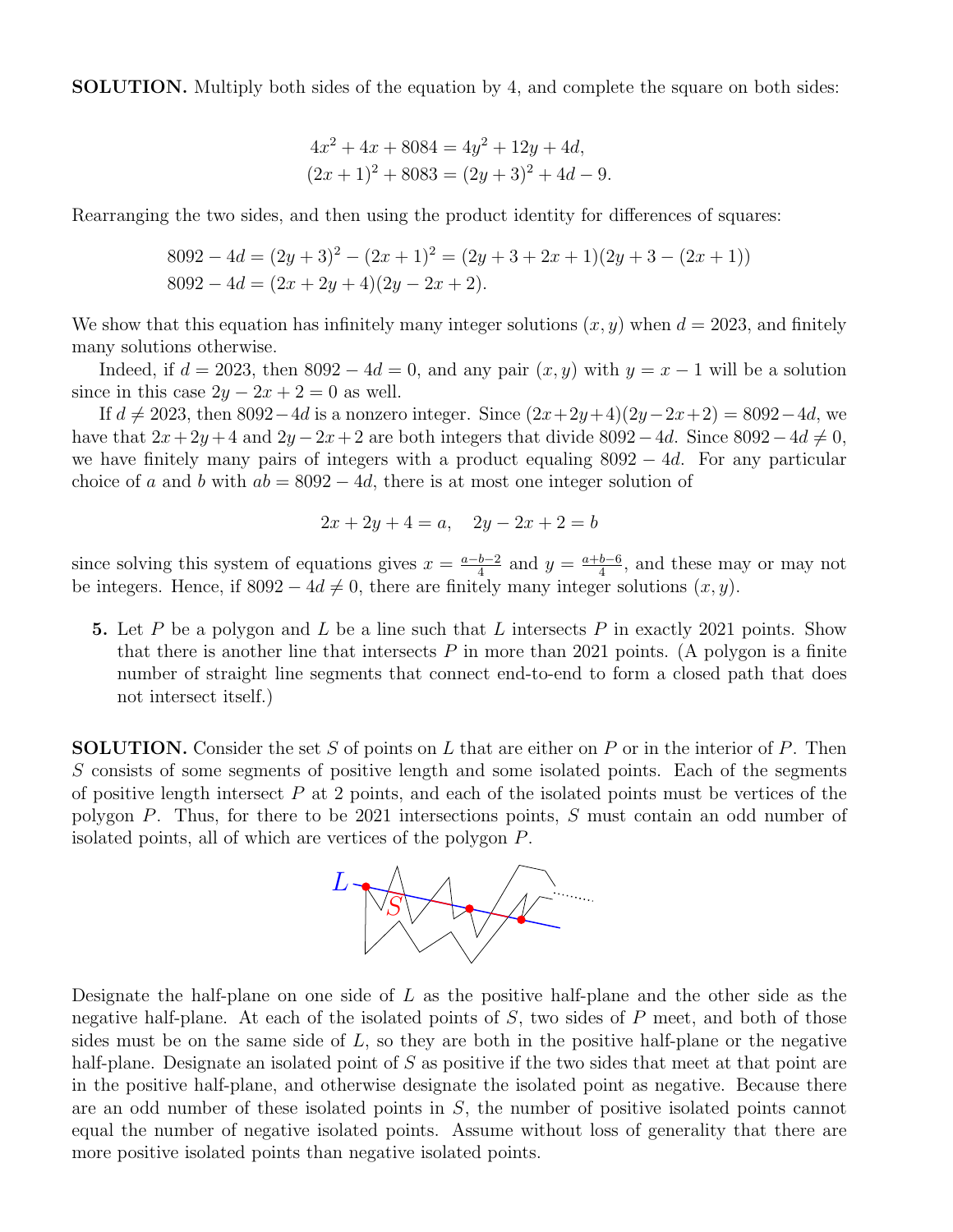**SOLUTION.** Multiply both sides of the equation by 4, and complete the square on both sides:

$$4x^2 + 4x + 8084 = 4y^2 + 12y + 4d,$$
$$(2x+1)^2 + 8083 = (2y+3)^2 + 4d - 9.$$

Rearranging the two sides, and then using the product identity for differences of squares:

$$8092 - 4d = (2y+3)^2 - (2x+1)^2 = (2y+3+2x+1)(2y+3-(2x+1))$$
$$8092 - 4d = (2x+2y+4)(2y-2x+2).$$

We show that this equation has infinitely many integer solutions $(x, y)$ when $d = 2023$, and finitely many solutions otherwise.

Indeed, if $d = 2023$, then $8092 - 4d = 0$, and any pair $(x, y)$ with $y = x - 1$ will be a solution since in this case $2y - 2x + 2 = 0$ as well.

If $d \neq 2023$, then $8092 - 4d$ is a nonzero integer. Since $(2x+2y+4)(2y-2x+2) = 8092-4d$, we have that $2x+2y+4$ and $2y-2x+2$ are both integers that divide $8092-4d$. Since $8092-4d \neq 0$, we have finitely many pairs of integers with a product equaling $8092 - 4d$. For any particular choice of $a$ and $b$ with $ab = 8092 - 4d$, there is at most one integer solution of

$$2x + 2y + 4 = a, \quad 2y - 2x + 2 = b$$

since solving this system of equations gives $x = \frac{a-b-2}{4}$ and $y = \frac{a+b-6}{4}$, and these may or may not be integers. Hence, if $8092 - 4d \neq 0$, there are finitely many integer solutions $(x, y)$.

**5.** Let $P$ be a polygon and $L$ be a line such that $L$ intersects $P$ in exactly 2021 points. Show that there is another line that intersects $P$ in more than 2021 points. (A polygon is a finite number of straight line segments that connect end-to-end to form a closed path that does not intersect itself.)

**SOLUTION.** Consider the set $S$ of points on $L$ that are either on $P$ or in the interior of $P$. Then $S$ consists of some segments of positive length and some isolated points. Each of the segments of positive length intersect $P$ at 2 points, and each of the isolated points must be vertices of the polygon $P$. Thus, for there to be 2021 intersections points, $S$ must contain an odd number of isolated points, all of which are vertices of the polygon $P$.

L

S

Designate the half-plane on one side of $L$ as the positive half-plane and the other side as the negative half-plane. At each of the isolated points of $S$, two sides of $P$ meet, and both of those sides must be on the same side of $L$, so they are both in the positive half-plane or the negative half-plane. Designate an isolated point of $S$ as positive if the two sides that meet at that point are in the positive half-plane, and otherwise designate the isolated point as negative. Because there are an odd number of these isolated points in $S$, the number of positive isolated points cannot equal the number of negative isolated points. Assume without loss of generality that there are more positive isolated points than negative isolated points.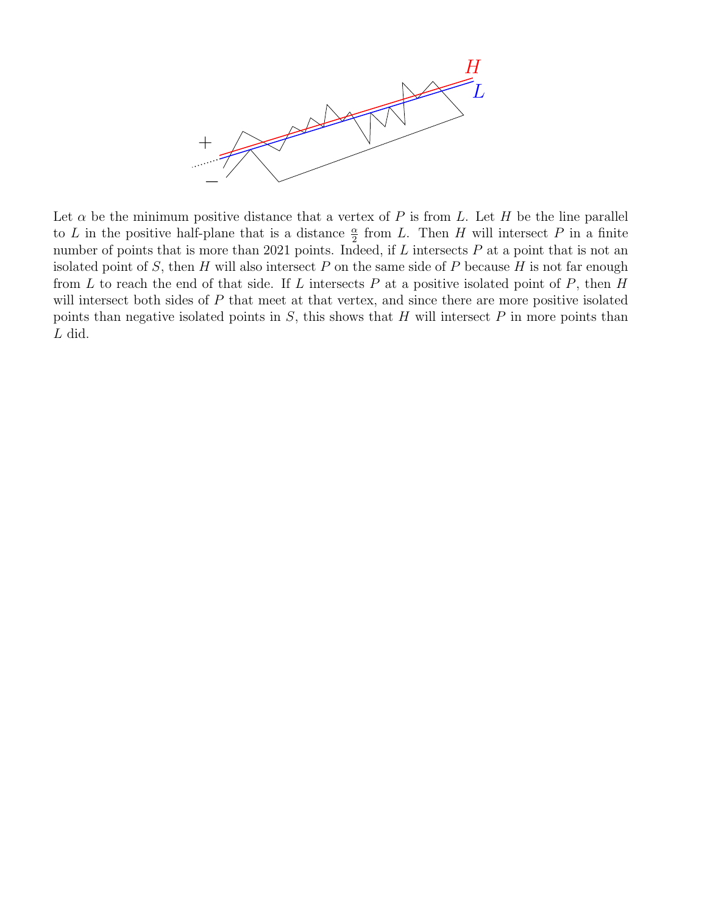H

L

+

−

Let $\alpha$ be the minimum positive distance that a vertex of $P$ is from $L$. Let $H$ be the line parallel to $L$ in the positive half-plane that is a distance $\frac{\alpha}{2}$ from $L$. Then $H$ will intersect $P$ in a finite number of points that is more than 2021 points. Indeed, if $L$ intersects $P$ at a point that is not an isolated point of $S$, then $H$ will also intersect $P$ on the same side of $P$ because $H$ is not far enough from $L$ to reach the end of that side. If $L$ intersects $P$ at a positive isolated point of $P$, then $H$ will intersect both sides of $P$ that meet at that vertex, and since there are more positive isolated points than negative isolated points in $S$, this shows that $H$ will intersect $P$ in more points than $L$ did.